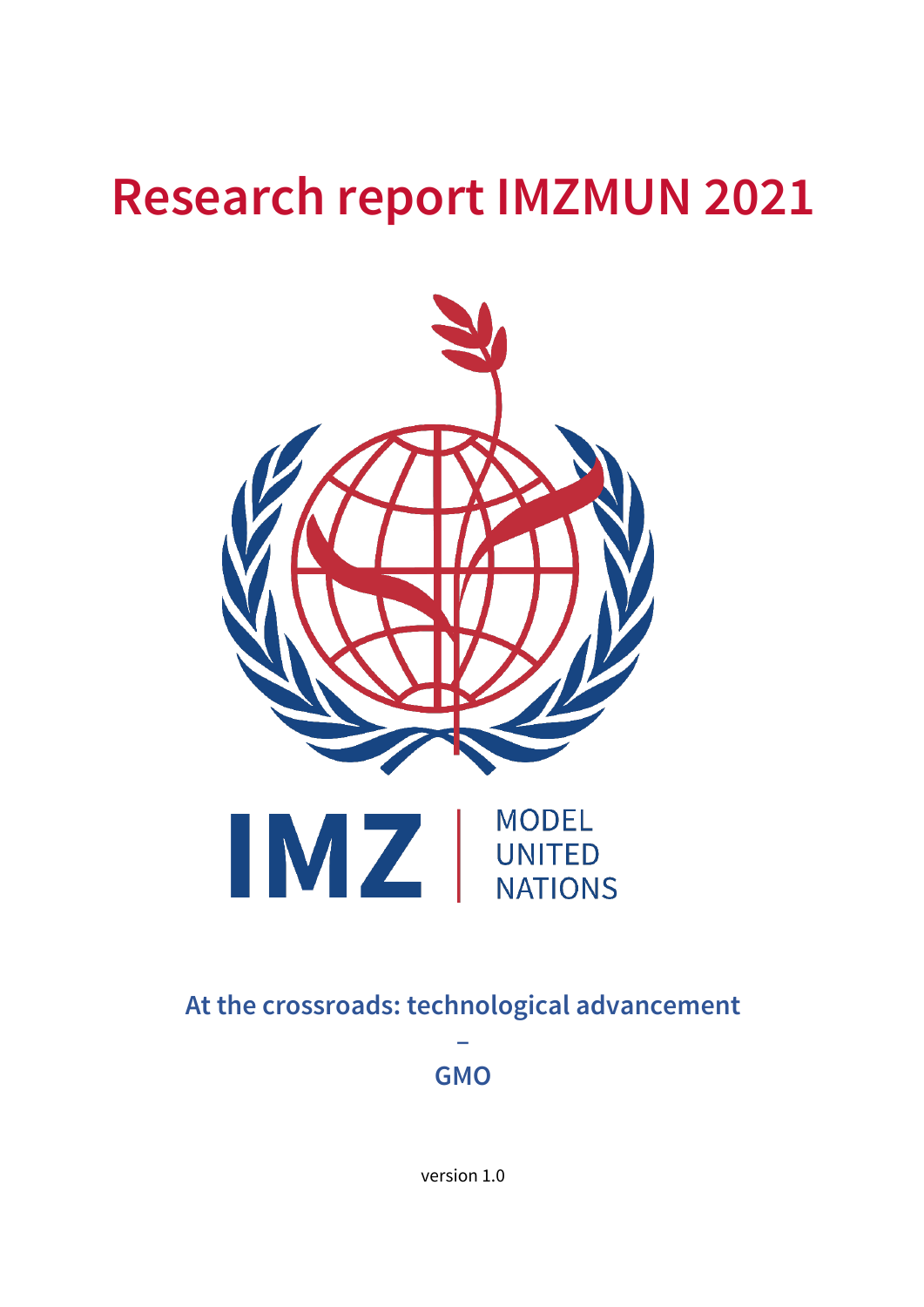# Research report IMZMUN 2021

IMZ | MODEL UNITED NATIONS

**At the crossroads: technological advancement**

**–**

**GMO**

version 1.0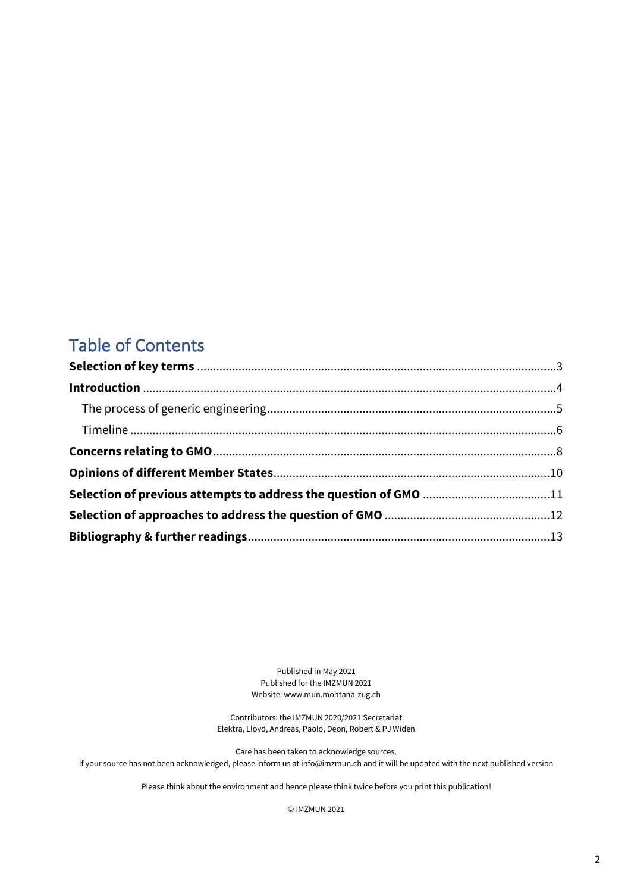# Table of Contents

**Selection of key terms** ....................................................................................................3

**Introduction** ....................................................................................................4

The process of generic engineering....................................................................................................5

Timeline ....................................................................................................6

**Concerns relating to GMO**....................................................................................................8

**Opinions of different Member States**....................................................................................................10

**Selection of previous attempts to address the question of GMO** ....................................................................................................11

**Selection of approaches to address the question of GMO** ....................................................................................................12

**Bibliography & further readings**....................................................................................................13

Published in May 2021
Published for the IMZMUN 2021
Website: www.mun.montana-zug.ch

Contributors: the IMZMUN 2020/2021 Secretariat
Elektra, Lloyd, Andreas, Paolo, Deon, Robert & PJ Widen

Care has been taken to acknowledge sources.
If your source has not been acknowledged, please inform us at info@imzmun.ch and it will be updated with the next published version

Please think about the environment and hence please think twice before you print this publication!

© IMZMUN 2021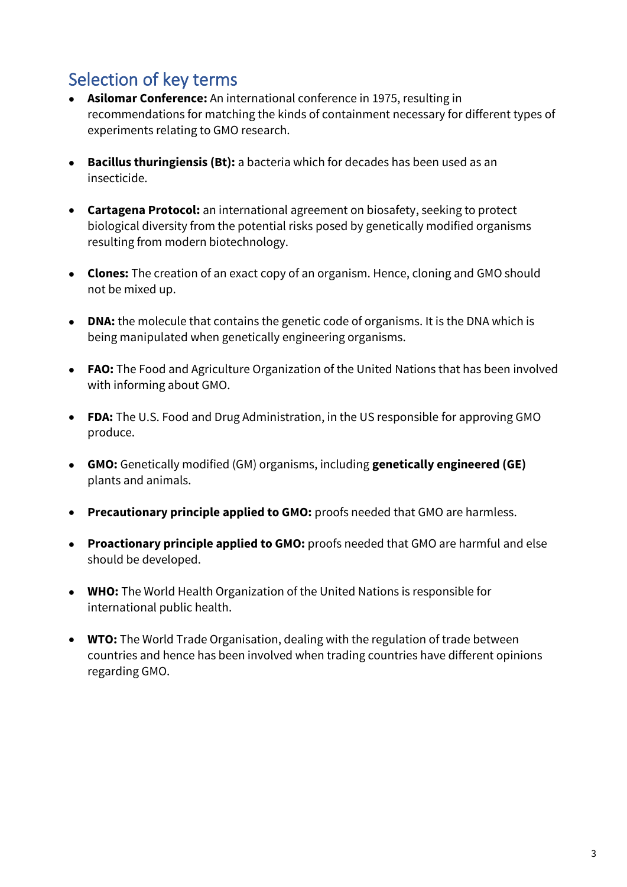## Selection of key terms

- **Asilomar Conference:** An international conference in 1975, resulting in recommendations for matching the kinds of containment necessary for different types of experiments relating to GMO research.

- **Bacillus thuringiensis (Bt):** a bacteria which for decades has been used as an insecticide.

- **Cartagena Protocol:** an international agreement on biosafety, seeking to protect biological diversity from the potential risks posed by genetically modified organisms resulting from modern biotechnology.

- **Clones:** The creation of an exact copy of an organism. Hence, cloning and GMO should not be mixed up.

- **DNA:** the molecule that contains the genetic code of organisms. It is the DNA which is being manipulated when genetically engineering organisms.

- **FAO:** The Food and Agriculture Organization of the United Nations that has been involved with informing about GMO.

- **FDA:** The U.S. Food and Drug Administration, in the US responsible for approving GMO produce.

- **GMO:** Genetically modified (GM) organisms, including **genetically engineered (GE)** plants and animals.

- **Precautionary principle applied to GMO:** proofs needed that GMO are harmless.

- **Proactionary principle applied to GMO:** proofs needed that GMO are harmful and else should be developed.

- **WHO:** The World Health Organization of the United Nations is responsible for international public health.

- **WTO:** The World Trade Organisation, dealing with the regulation of trade between countries and hence has been involved when trading countries have different opinions regarding GMO.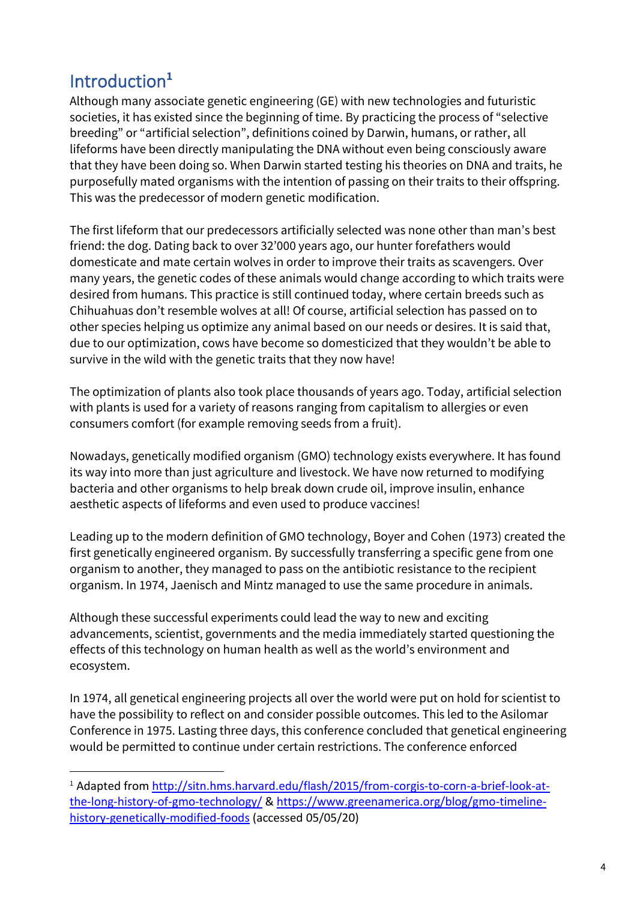## Introduction[1]

Although many associate genetic engineering (GE) with new technologies and futuristic societies, it has existed since the beginning of time. By practicing the process of "selective breeding" or "artificial selection", definitions coined by Darwin, humans, or rather, all lifeforms have been directly manipulating the DNA without even being consciously aware that they have been doing so. When Darwin started testing his theories on DNA and traits, he purposefully mated organisms with the intention of passing on their traits to their offspring. This was the predecessor of modern genetic modification.

The first lifeform that our predecessors artificially selected was none other than man's best friend: the dog. Dating back to over 32'000 years ago, our hunter forefathers would domesticate and mate certain wolves in order to improve their traits as scavengers. Over many years, the genetic codes of these animals would change according to which traits were desired from humans. This practice is still continued today, where certain breeds such as Chihuahuas don't resemble wolves at all! Of course, artificial selection has passed on to other species helping us optimize any animal based on our needs or desires. It is said that, due to our optimization, cows have become so domesticized that they wouldn't be able to survive in the wild with the genetic traits that they now have!

The optimization of plants also took place thousands of years ago. Today, artificial selection with plants is used for a variety of reasons ranging from capitalism to allergies or even consumers comfort (for example removing seeds from a fruit).

Nowadays, genetically modified organism (GMO) technology exists everywhere. It has found its way into more than just agriculture and livestock. We have now returned to modifying bacteria and other organisms to help break down crude oil, improve insulin, enhance aesthetic aspects of lifeforms and even used to produce vaccines!

Leading up to the modern definition of GMO technology, Boyer and Cohen (1973) created the first genetically engineered organism. By successfully transferring a specific gene from one organism to another, they managed to pass on the antibiotic resistance to the recipient organism. In 1974, Jaenisch and Mintz managed to use the same procedure in animals.

Although these successful experiments could lead the way to new and exciting advancements, scientist, governments and the media immediately started questioning the effects of this technology on human health as well as the world's environment and ecosystem.

In 1974, all genetical engineering projects all over the world were put on hold for scientist to have the possibility to reflect on and consider possible outcomes. This led to the Asilomar Conference in 1975. Lasting three days, this conference concluded that genetical engineering would be permitted to continue under certain restrictions. The conference enforced

---

[1] Adapted from http://sitn.hms.harvard.edu/flash/2015/from-corgis-to-corn-a-brief-look-at-the-long-history-of-gmo-technology/ & https://www.greenamerica.org/blog/gmo-timeline-history-genetically-modified-foods (accessed 05/05/20)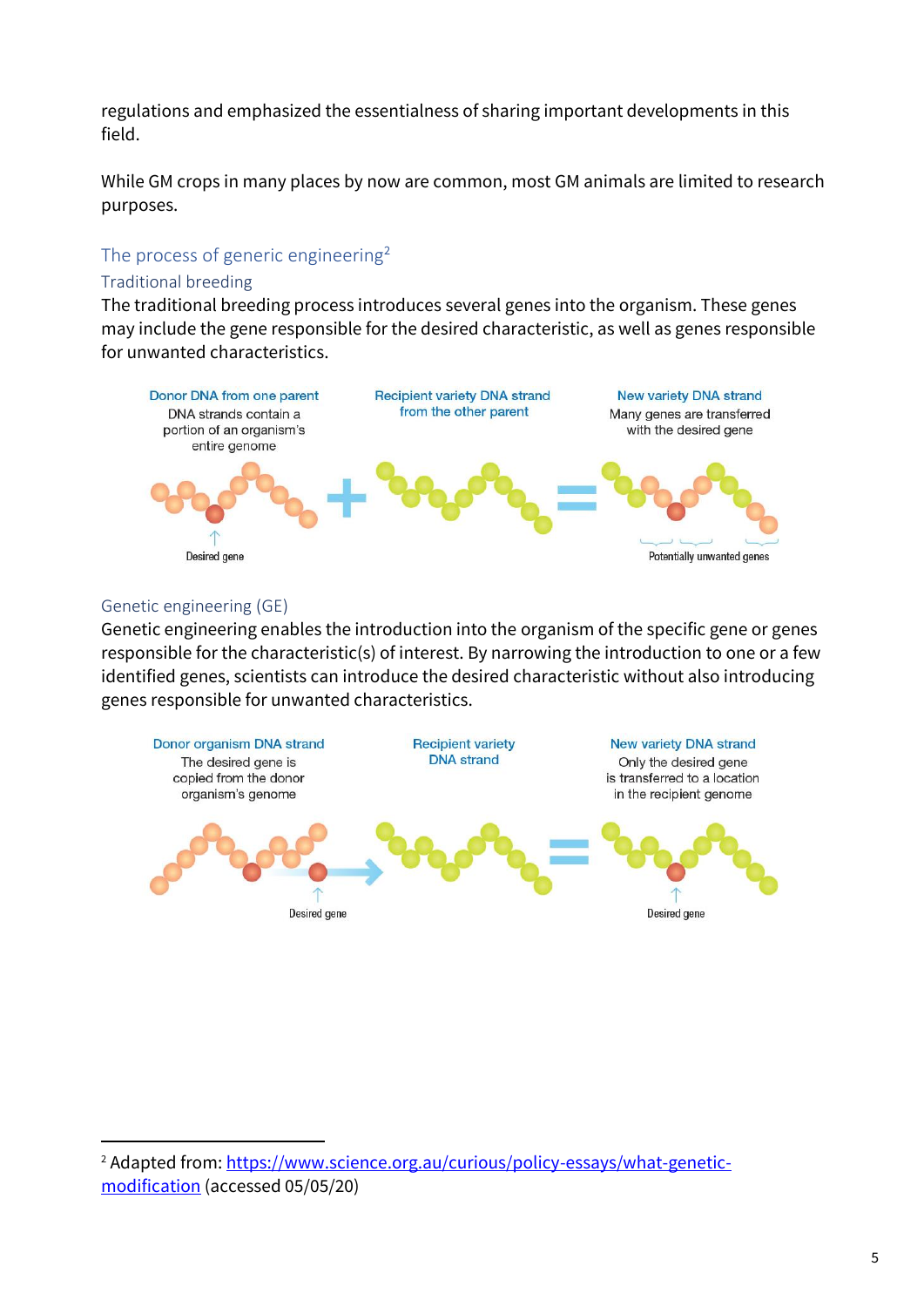regulations and emphasized the essentialness of sharing important developments in this field.

While GM crops in many places by now are common, most GM animals are limited to research purposes.

## The process of generic engineering[2]

### Traditional breeding

The traditional breeding process introduces several genes into the organism. These genes may include the gene responsible for the desired characteristic, as well as genes responsible for unwanted characteristics.

Donor DNA from one parent — DNA strands contain a portion of an organism's entire genome

Recipient variety DNA strand from the other parent

New variety DNA strand — Many genes are transferred with the desired gene

Desired gene

Potentially unwanted genes

### Genetic engineering (GE)

Genetic engineering enables the introduction into the organism of the specific gene or genes responsible for the characteristic(s) of interest. By narrowing the introduction to one or a few identified genes, scientists can introduce the desired characteristic without also introducing genes responsible for unwanted characteristics.

Donor organism DNA strand — The desired gene is copied from the donor organism's genome

Recipient variety DNA strand

New variety DNA strand — Only the desired gene is transferred to a location in the recipient genome

Desired gene

Desired gene

---

[2] Adapted from: https://www.science.org.au/curious/policy-essays/what-genetic-modification (accessed 05/05/20)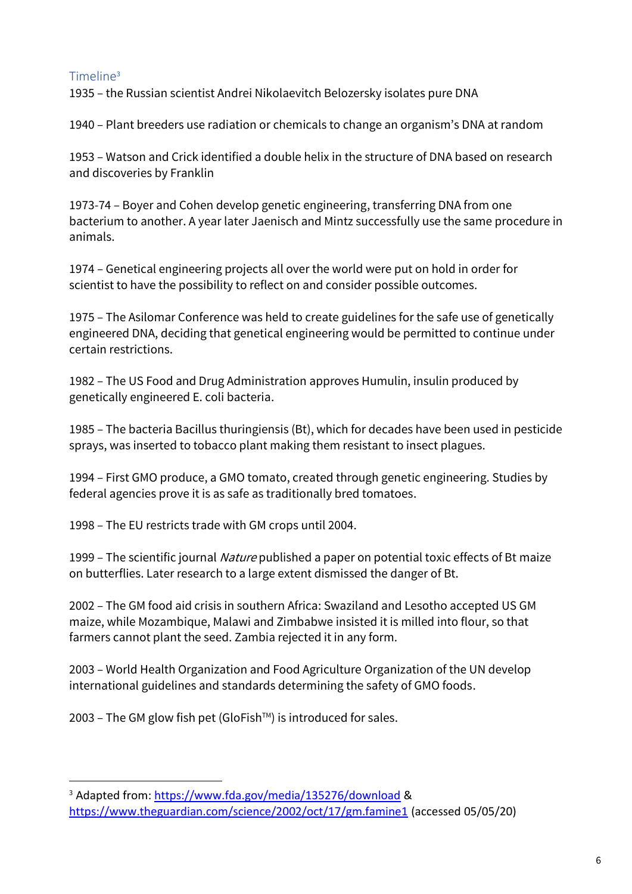## Timeline[3]

1935 – the Russian scientist Andrei Nikolaevitch Belozersky isolates pure DNA

1940 – Plant breeders use radiation or chemicals to change an organism's DNA at random

1953 – Watson and Crick identified a double helix in the structure of DNA based on research and discoveries by Franklin

1973-74 – Boyer and Cohen develop genetic engineering, transferring DNA from one bacterium to another. A year later Jaenisch and Mintz successfully use the same procedure in animals.

1974 – Genetical engineering projects all over the world were put on hold in order for scientist to have the possibility to reflect on and consider possible outcomes.

1975 – The Asilomar Conference was held to create guidelines for the safe use of genetically engineered DNA, deciding that genetical engineering would be permitted to continue under certain restrictions.

1982 – The US Food and Drug Administration approves Humulin, insulin produced by genetically engineered E. coli bacteria.

1985 – The bacteria Bacillus thuringiensis (Bt), which for decades have been used in pesticide sprays, was inserted to tobacco plant making them resistant to insect plagues.

1994 – First GMO produce, a GMO tomato, created through genetic engineering. Studies by federal agencies prove it is as safe as traditionally bred tomatoes.

1998 – The EU restricts trade with GM crops until 2004.

1999 – The scientific journal *Nature* published a paper on potential toxic effects of Bt maize on butterflies. Later research to a large extent dismissed the danger of Bt.

2002 – The GM food aid crisis in southern Africa: Swaziland and Lesotho accepted US GM maize, while Mozambique, Malawi and Zimbabwe insisted it is milled into flour, so that farmers cannot plant the seed. Zambia rejected it in any form.

2003 – World Health Organization and Food Agriculture Organization of the UN develop international guidelines and standards determining the safety of GMO foods.

2003 – The GM glow fish pet (GloFish™) is introduced for sales.

---

[3] Adapted from: https://www.fda.gov/media/135276/download & https://www.theguardian.com/science/2002/oct/17/gm.famine1 (accessed 05/05/20)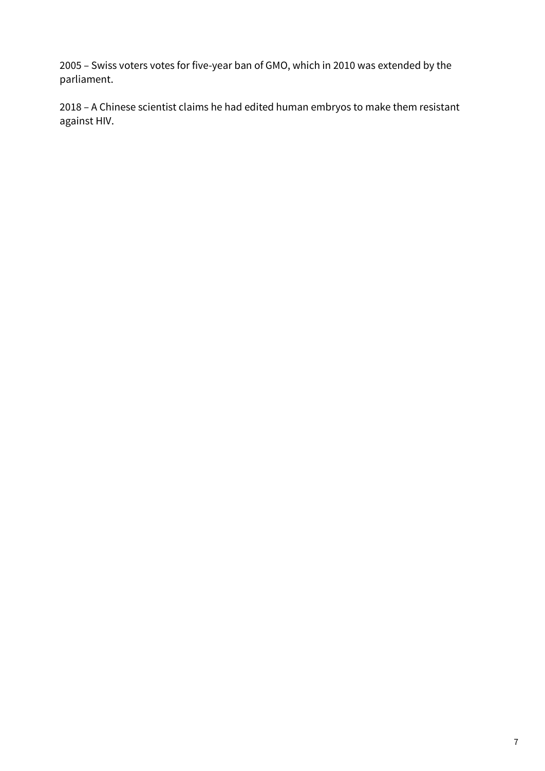2005 – Swiss voters votes for five-year ban of GMO, which in 2010 was extended by the parliament.

2018 – A Chinese scientist claims he had edited human embryos to make them resistant against HIV.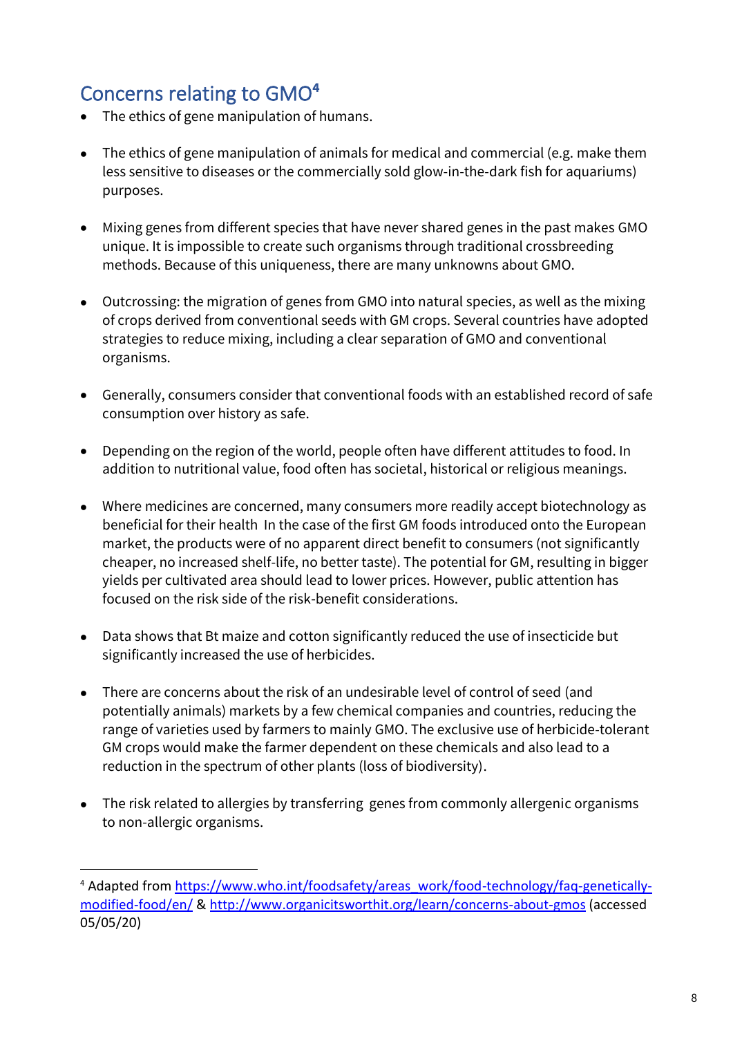## Concerns relating to GMO[4]

- The ethics of gene manipulation of humans.
- The ethics of gene manipulation of animals for medical and commercial (e.g. make them less sensitive to diseases or the commercially sold glow-in-the-dark fish for aquariums) purposes.
- Mixing genes from different species that have never shared genes in the past makes GMO unique. It is impossible to create such organisms through traditional crossbreeding methods. Because of this uniqueness, there are many unknowns about GMO.
- Outcrossing: the migration of genes from GMO into natural species, as well as the mixing of crops derived from conventional seeds with GM crops. Several countries have adopted strategies to reduce mixing, including a clear separation of GMO and conventional organisms.
- Generally, consumers consider that conventional foods with an established record of safe consumption over history as safe.
- Depending on the region of the world, people often have different attitudes to food. In addition to nutritional value, food often has societal, historical or religious meanings.
- Where medicines are concerned, many consumers more readily accept biotechnology as beneficial for their health In the case of the first GM foods introduced onto the European market, the products were of no apparent direct benefit to consumers (not significantly cheaper, no increased shelf-life, no better taste). The potential for GM, resulting in bigger yields per cultivated area should lead to lower prices. However, public attention has focused on the risk side of the risk-benefit considerations.
- Data shows that Bt maize and cotton significantly reduced the use of insecticide but significantly increased the use of herbicides.
- There are concerns about the risk of an undesirable level of control of seed (and potentially animals) markets by a few chemical companies and countries, reducing the range of varieties used by farmers to mainly GMO. The exclusive use of herbicide-tolerant GM crops would make the farmer dependent on these chemicals and also lead to a reduction in the spectrum of other plants (loss of biodiversity).
- The risk related to allergies by transferring genes from commonly allergenic organisms to non-allergic organisms.

---

[4] Adapted from https://www.who.int/foodsafety/areas_work/food-technology/faq-genetically-modified-food/en/ & http://www.organicitsworthit.org/learn/concerns-about-gmos (accessed 05/05/20)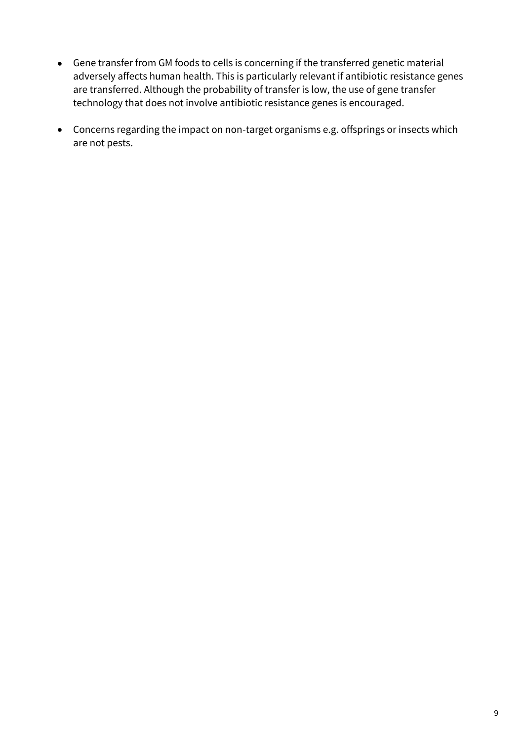- Gene transfer from GM foods to cells is concerning if the transferred genetic material adversely affects human health. This is particularly relevant if antibiotic resistance genes are transferred. Although the probability of transfer is low, the use of gene transfer technology that does not involve antibiotic resistance genes is encouraged.

- Concerns regarding the impact on non-target organisms e.g. offsprings or insects which are not pests.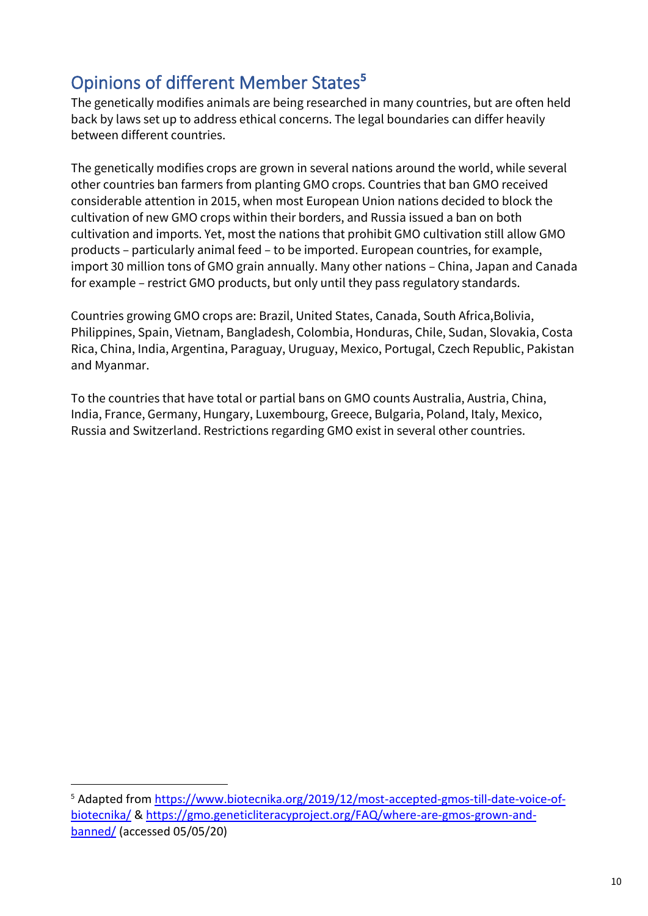## Opinions of different Member States[5]

The genetically modifies animals are being researched in many countries, but are often held back by laws set up to address ethical concerns. The legal boundaries can differ heavily between different countries.

The genetically modifies crops are grown in several nations around the world, while several other countries ban farmers from planting GMO crops. Countries that ban GMO received considerable attention in 2015, when most European Union nations decided to block the cultivation of new GMO crops within their borders, and Russia issued a ban on both cultivation and imports. Yet, most the nations that prohibit GMO cultivation still allow GMO products – particularly animal feed – to be imported. European countries, for example, import 30 million tons of GMO grain annually. Many other nations – China, Japan and Canada for example – restrict GMO products, but only until they pass regulatory standards.

Countries growing GMO crops are: Brazil, United States, Canada, South Africa,Bolivia, Philippines, Spain, Vietnam, Bangladesh, Colombia, Honduras, Chile, Sudan, Slovakia, Costa Rica, China, India, Argentina, Paraguay, Uruguay, Mexico, Portugal, Czech Republic, Pakistan and Myanmar.

To the countries that have total or partial bans on GMO counts Australia, Austria, China, India, France, Germany, Hungary, Luxembourg, Greece, Bulgaria, Poland, Italy, Mexico, Russia and Switzerland. Restrictions regarding GMO exist in several other countries.

---

[5] Adapted from https://www.biotecnika.org/2019/12/most-accepted-gmos-till-date-voice-of-biotecnika/ & https://gmo.geneticliteracyproject.org/FAQ/where-are-gmos-grown-and-banned/ (accessed 05/05/20)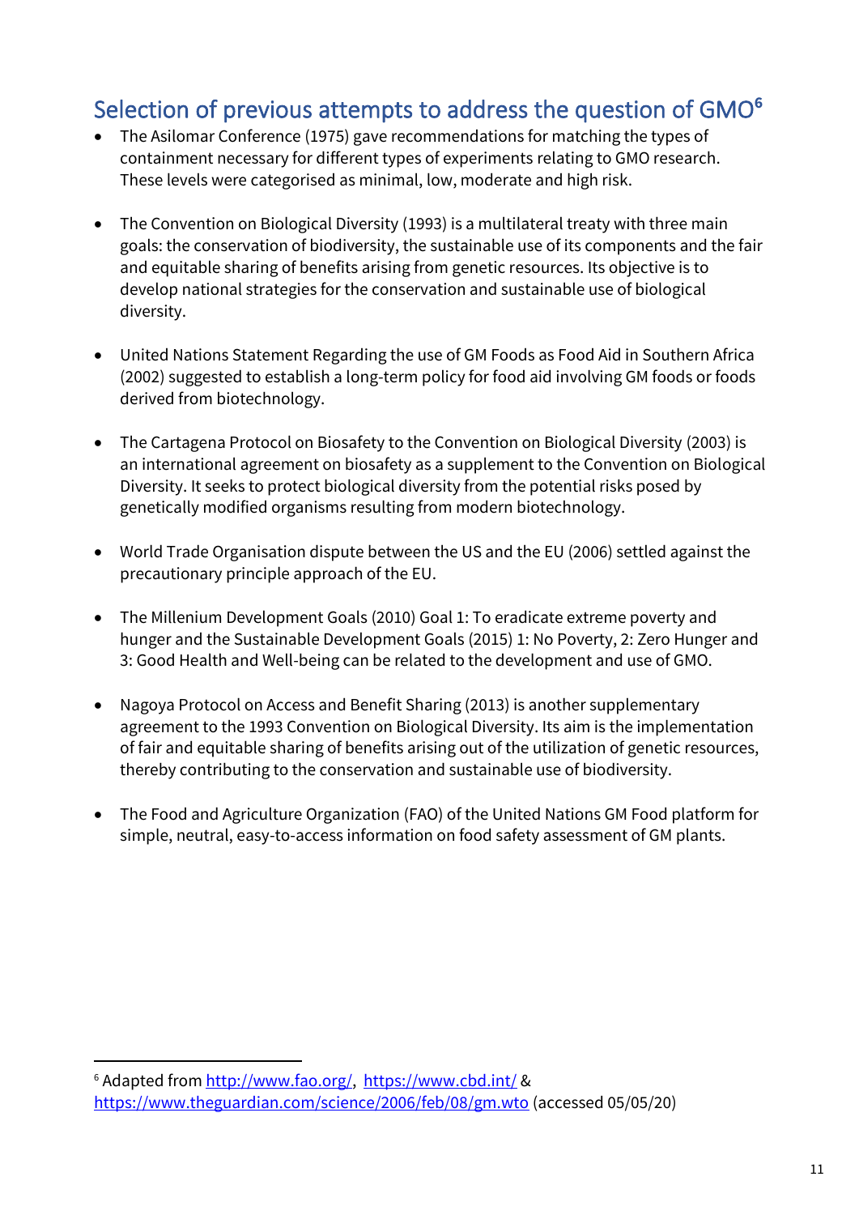## Selection of previous attempts to address the question of GMO[6]

- The Asilomar Conference (1975) gave recommendations for matching the types of containment necessary for different types of experiments relating to GMO research. These levels were categorised as minimal, low, moderate and high risk.

- The Convention on Biological Diversity (1993) is a multilateral treaty with three main goals: the conservation of biodiversity, the sustainable use of its components and the fair and equitable sharing of benefits arising from genetic resources. Its objective is to develop national strategies for the conservation and sustainable use of biological diversity.

- United Nations Statement Regarding the use of GM Foods as Food Aid in Southern Africa (2002) suggested to establish a long-term policy for food aid involving GM foods or foods derived from biotechnology.

- The Cartagena Protocol on Biosafety to the Convention on Biological Diversity (2003) is an international agreement on biosafety as a supplement to the Convention on Biological Diversity. It seeks to protect biological diversity from the potential risks posed by genetically modified organisms resulting from modern biotechnology.

- World Trade Organisation dispute between the US and the EU (2006) settled against the precautionary principle approach of the EU.

- The Millenium Development Goals (2010) Goal 1: To eradicate extreme poverty and hunger and the Sustainable Development Goals (2015) 1: No Poverty, 2: Zero Hunger and 3: Good Health and Well-being can be related to the development and use of GMO.

- Nagoya Protocol on Access and Benefit Sharing (2013) is another supplementary agreement to the 1993 Convention on Biological Diversity. Its aim is the implementation of fair and equitable sharing of benefits arising out of the utilization of genetic resources, thereby contributing to the conservation and sustainable use of biodiversity.

- The Food and Agriculture Organization (FAO) of the United Nations GM Food platform for simple, neutral, easy-to-access information on food safety assessment of GM plants.

---

[6] Adapted from http://www.fao.org/, https://www.cbd.int/ & https://www.theguardian.com/science/2006/feb/08/gm.wto (accessed 05/05/20)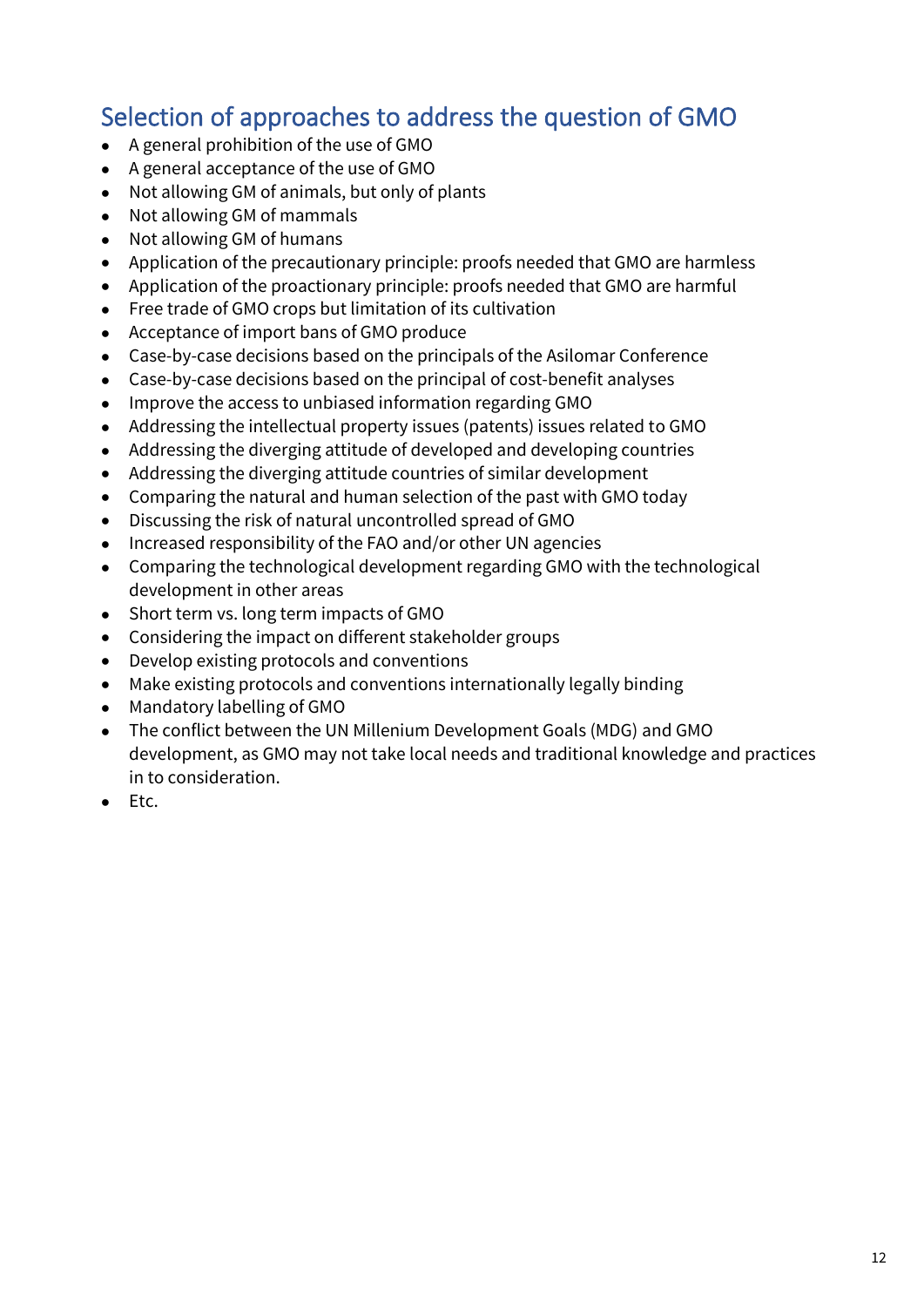## Selection of approaches to address the question of GMO

- A general prohibition of the use of GMO
- A general acceptance of the use of GMO
- Not allowing GM of animals, but only of plants
- Not allowing GM of mammals
- Not allowing GM of humans
- Application of the precautionary principle: proofs needed that GMO are harmless
- Application of the proactionary principle: proofs needed that GMO are harmful
- Free trade of GMO crops but limitation of its cultivation
- Acceptance of import bans of GMO produce
- Case-by-case decisions based on the principals of the Asilomar Conference
- Case-by-case decisions based on the principal of cost-benefit analyses
- Improve the access to unbiased information regarding GMO
- Addressing the intellectual property issues (patents) issues related to GMO
- Addressing the diverging attitude of developed and developing countries
- Addressing the diverging attitude countries of similar development
- Comparing the natural and human selection of the past with GMO today
- Discussing the risk of natural uncontrolled spread of GMO
- Increased responsibility of the FAO and/or other UN agencies
- Comparing the technological development regarding GMO with the technological development in other areas
- Short term vs. long term impacts of GMO
- Considering the impact on different stakeholder groups
- Develop existing protocols and conventions
- Make existing protocols and conventions internationally legally binding
- Mandatory labelling of GMO
- The conflict between the UN Millenium Development Goals (MDG) and GMO development, as GMO may not take local needs and traditional knowledge and practices in to consideration.
- Etc.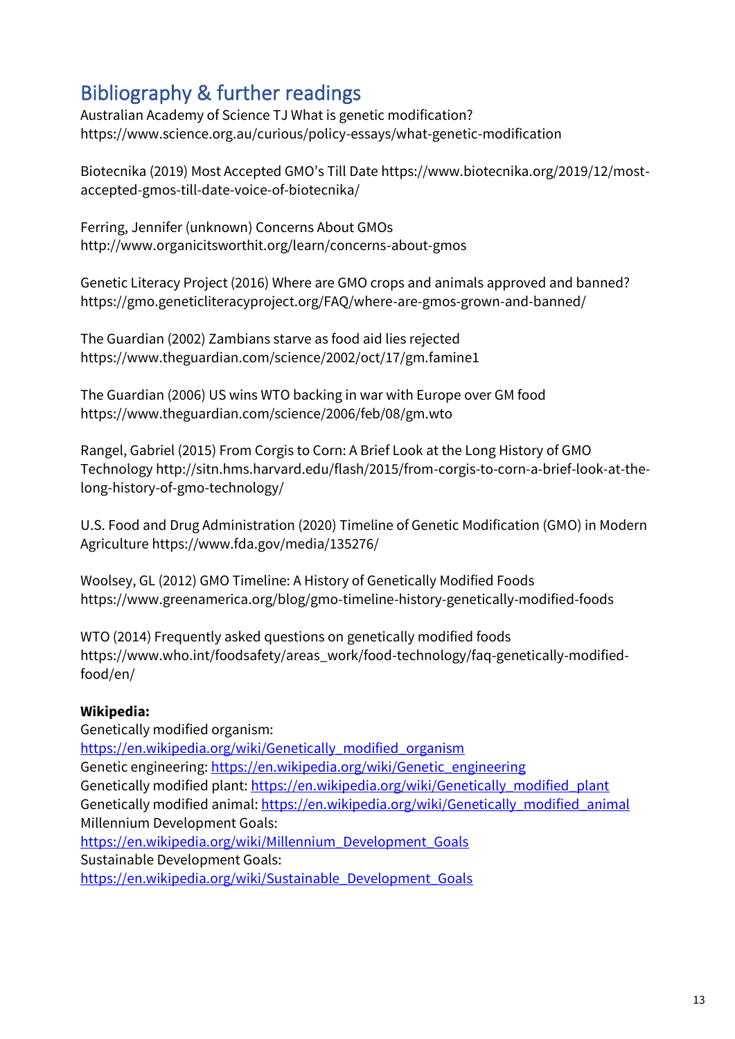## Bibliography & further readings

Australian Academy of Science TJ What is genetic modification? https://www.science.org.au/curious/policy-essays/what-genetic-modification

Biotecnika (2019) Most Accepted GMO's Till Date https://www.biotecnika.org/2019/12/most-accepted-gmos-till-date-voice-of-biotecnika/

Ferring, Jennifer (unknown) Concerns About GMOs http://www.organicitsworthit.org/learn/concerns-about-gmos

Genetic Literacy Project (2016) Where are GMO crops and animals approved and banned? https://gmo.geneticliteracyproject.org/FAQ/where-are-gmos-grown-and-banned/

The Guardian (2002) Zambians starve as food aid lies rejected https://www.theguardian.com/science/2002/oct/17/gm.famine1

The Guardian (2006) US wins WTO backing in war with Europe over GM food https://www.theguardian.com/science/2006/feb/08/gm.wto

Rangel, Gabriel (2015) From Corgis to Corn: A Brief Look at the Long History of GMO Technology http://sitn.hms.harvard.edu/flash/2015/from-corgis-to-corn-a-brief-look-at-the-long-history-of-gmo-technology/

U.S. Food and Drug Administration (2020) Timeline of Genetic Modification (GMO) in Modern Agriculture https://www.fda.gov/media/135276/

Woolsey, GL (2012) GMO Timeline: A History of Genetically Modified Foods https://www.greenamerica.org/blog/gmo-timeline-history-genetically-modified-foods

WTO (2014) Frequently asked questions on genetically modified foods https://www.who.int/foodsafety/areas_work/food-technology/faq-genetically-modified-food/en/

**Wikipedia:**

Genetically modified organism: https://en.wikipedia.org/wiki/Genetically_modified_organism
Genetic engineering: https://en.wikipedia.org/wiki/Genetic_engineering
Genetically modified plant: https://en.wikipedia.org/wiki/Genetically_modified_plant
Genetically modified animal: https://en.wikipedia.org/wiki/Genetically_modified_animal
Millennium Development Goals: https://en.wikipedia.org/wiki/Millennium_Development_Goals
Sustainable Development Goals: https://en.wikipedia.org/wiki/Sustainable_Development_Goals